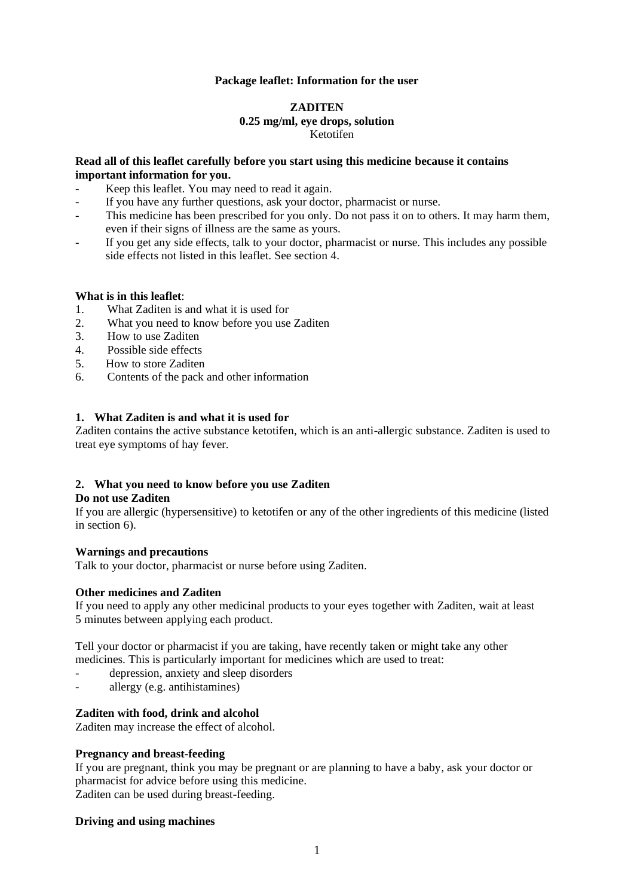**Package leaflet: Information for the user**

**ZADITEN**
**0.25 mg/ml, eye drops, solution**
Ketotifen

**Read all of this leaflet carefully before you start using this medicine because it contains important information for you.**

- Keep this leaflet. You may need to read it again.
- If you have any further questions, ask your doctor, pharmacist or nurse.
- This medicine has been prescribed for you only. Do not pass it on to others. It may harm them, even if their signs of illness are the same as yours.
- If you get any side effects, talk to your doctor, pharmacist or nurse. This includes any possible side effects not listed in this leaflet. See section 4.

**What is in this leaflet**:

1. What Zaditen is and what it is used for
2. What you need to know before you use Zaditen
3. How to use Zaditen
4. Possible side effects
5. How to store Zaditen
6. Contents of the pack and other information

## 1. What Zaditen is and what it is used for

Zaditen contains the active substance ketotifen, which is an anti-allergic substance. Zaditen is used to treat eye symptoms of hay fever.

## 2. What you need to know before you use Zaditen

**Do not use Zaditen**

If you are allergic (hypersensitive) to ketotifen or any of the other ingredients of this medicine (listed in section 6).

**Warnings and precautions**

Talk to your doctor, pharmacist or nurse before using Zaditen.

**Other medicines and Zaditen**

If you need to apply any other medicinal products to your eyes together with Zaditen, wait at least 5 minutes between applying each product.

Tell your doctor or pharmacist if you are taking, have recently taken or might take any other medicines. This is particularly important for medicines which are used to treat:

- depression, anxiety and sleep disorders
- allergy (e.g. antihistamines)

**Zaditen with food, drink and alcohol**

Zaditen may increase the effect of alcohol.

**Pregnancy and breast-feeding**

If you are pregnant, think you may be pregnant or are planning to have a baby, ask your doctor or pharmacist for advice before using this medicine.
Zaditen can be used during breast-feeding.

**Driving and using machines**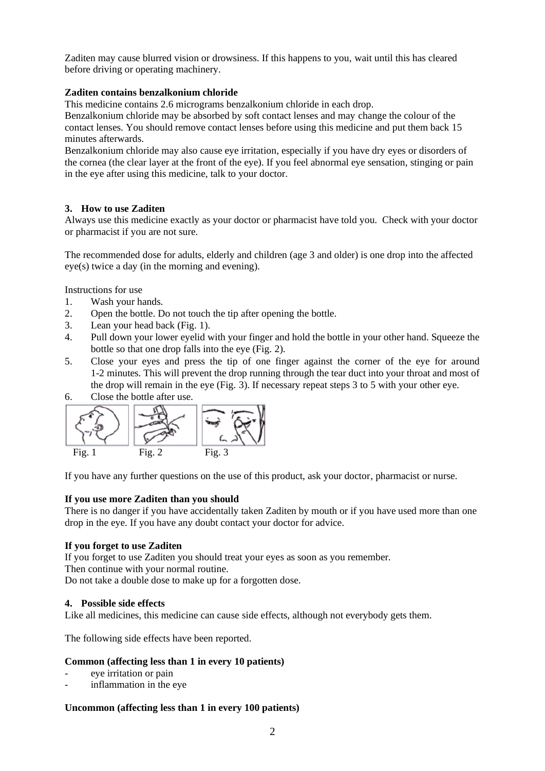Zaditen may cause blurred vision or drowsiness. If this happens to you, wait until this has cleared before driving or operating machinery.

**Zaditen contains benzalkonium chloride**

This medicine contains 2.6 micrograms benzalkonium chloride in each drop.

Benzalkonium chloride may be absorbed by soft contact lenses and may change the colour of the contact lenses. You should remove contact lenses before using this medicine and put them back 15 minutes afterwards.

Benzalkonium chloride may also cause eye irritation, especially if you have dry eyes or disorders of the cornea (the clear layer at the front of the eye). If you feel abnormal eye sensation, stinging or pain in the eye after using this medicine, talk to your doctor.

## 3. How to use Zaditen

Always use this medicine exactly as your doctor or pharmacist have told you. Check with your doctor or pharmacist if you are not sure.

The recommended dose for adults, elderly and children (age 3 and older) is one drop into the affected eye(s) twice a day (in the morning and evening).

Instructions for use

1. Wash your hands.
2. Open the bottle. Do not touch the tip after opening the bottle.
3. Lean your head back (Fig. 1).
4. Pull down your lower eyelid with your finger and hold the bottle in your other hand. Squeeze the bottle so that one drop falls into the eye (Fig. 2).
5. Close your eyes and press the tip of one finger against the corner of the eye for around 1-2 minutes. This will prevent the drop running through the tear duct into your throat and most of the drop will remain in the eye (Fig. 3). If necessary repeat steps 3 to 5 with your other eye.
6. Close the bottle after use.

Fig. 1 Fig. 2 Fig. 3

If you have any further questions on the use of this product, ask your doctor, pharmacist or nurse.

**If you use more Zaditen than you should**

There is no danger if you have accidentally taken Zaditen by mouth or if you have used more than one drop in the eye. If you have any doubt contact your doctor for advice.

**If you forget to use Zaditen**

If you forget to use Zaditen you should treat your eyes as soon as you remember.
Then continue with your normal routine.
Do not take a double dose to make up for a forgotten dose.

## 4. Possible side effects

Like all medicines, this medicine can cause side effects, although not everybody gets them.

The following side effects have been reported.

**Common (affecting less than 1 in every 10 patients)**

- eye irritation or pain
- inflammation in the eye

**Uncommon (affecting less than 1 in every 100 patients)**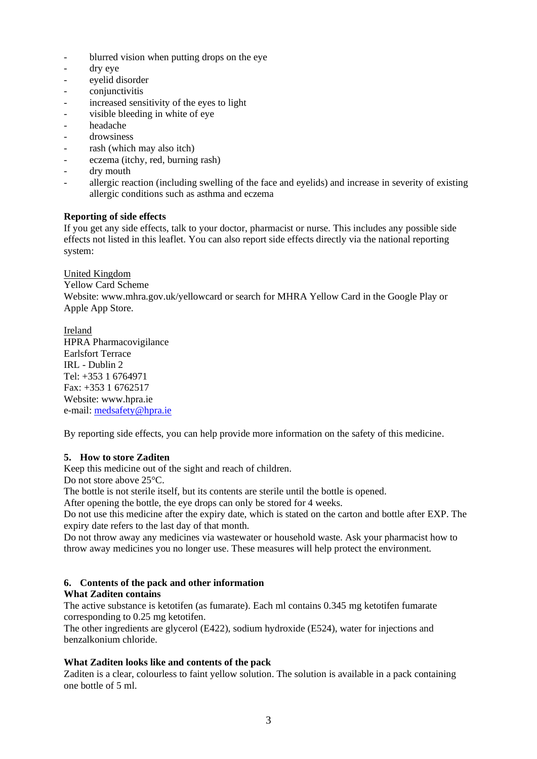- blurred vision when putting drops on the eye
- dry eye
- eyelid disorder
- conjunctivitis
- increased sensitivity of the eyes to light
- visible bleeding in white of eye
- headache
- drowsiness
- rash (which may also itch)
- eczema (itchy, red, burning rash)
- dry mouth
- allergic reaction (including swelling of the face and eyelids) and increase in severity of existing allergic conditions such as asthma and eczema

**Reporting of side effects**

If you get any side effects, talk to your doctor, pharmacist or nurse. This includes any possible side effects not listed in this leaflet. You can also report side effects directly via the national reporting system:

United Kingdom
Yellow Card Scheme
Website: www.mhra.gov.uk/yellowcard or search for MHRA Yellow Card in the Google Play or Apple App Store.

Ireland
HPRA Pharmacovigilance
Earlsfort Terrace
IRL - Dublin 2
Tel: +353 1 6764971
Fax: +353 1 6762517
Website: www.hpra.ie
e-mail: medsafety@hpra.ie

By reporting side effects, you can help provide more information on the safety of this medicine.

## 5. How to store Zaditen

Keep this medicine out of the sight and reach of children.
Do not store above 25°C.
The bottle is not sterile itself, but its contents are sterile until the bottle is opened.
After opening the bottle, the eye drops can only be stored for 4 weeks.
Do not use this medicine after the expiry date, which is stated on the carton and bottle after EXP. The expiry date refers to the last day of that month.
Do not throw away any medicines via wastewater or household waste. Ask your pharmacist how to throw away medicines you no longer use. These measures will help protect the environment.

## 6. Contents of the pack and other information

**What Zaditen contains**

The active substance is ketotifen (as fumarate). Each ml contains 0.345 mg ketotifen fumarate corresponding to 0.25 mg ketotifen.
The other ingredients are glycerol (E422), sodium hydroxide (E524), water for injections and benzalkonium chloride.

**What Zaditen looks like and contents of the pack**

Zaditen is a clear, colourless to faint yellow solution. The solution is available in a pack containing one bottle of 5 ml.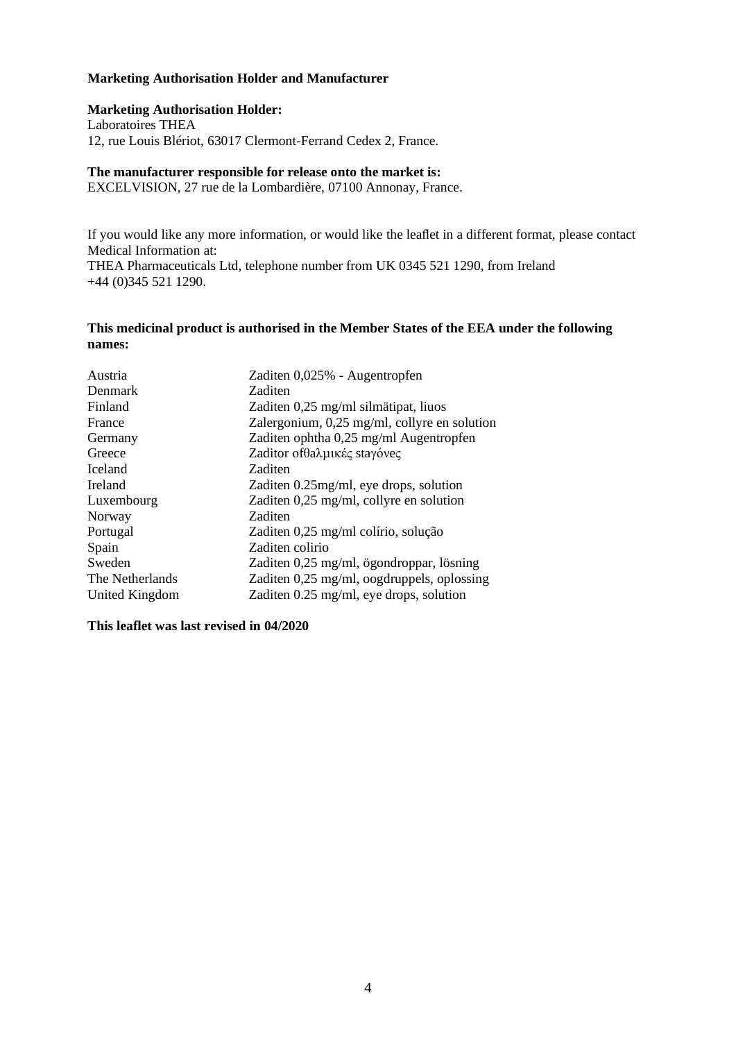**Marketing Authorisation Holder and Manufacturer**

**Marketing Authorisation Holder:**
Laboratoires THEA
12, rue Louis Blériot, 63017 Clermont-Ferrand Cedex 2, France.

**The manufacturer responsible for release onto the market is:**
EXCELVISION, 27 rue de la Lombardière, 07100 Annonay, France.

If you would like any more information, or would like the leaflet in a different format, please contact Medical Information at:
THEA Pharmaceuticals Ltd, telephone number from UK 0345 521 1290, from Ireland +44 (0)345 521 1290.

**This medicinal product is authorised in the Member States of the EEA under the following names:**

| | |
|---|---|
| Austria | Zaditen 0,025% - Augentropfen |
| Denmark | Zaditen |
| Finland | Zaditen 0,25 mg/ml silmätipat, liuos |
| France | Zalergonium, 0,25 mg/ml, collyre en solution |
| Germany | Zaditen ophtha 0,25 mg/ml Augentropfen |
| Greece | Zaditor ofθaλμικές staγόνες |
| Iceland | Zaditen |
| Ireland | Zaditen 0.25mg/ml, eye drops, solution |
| Luxembourg | Zaditen 0,25 mg/ml, collyre en solution |
| Norway | Zaditen |
| Portugal | Zaditen 0,25 mg/ml colírio, solução |
| Spain | Zaditen colirio |
| Sweden | Zaditen 0,25 mg/ml, ögondroppar, lösning |
| The Netherlands | Zaditen 0,25 mg/ml, oogdruppels, oplossing |
| United Kingdom | Zaditen 0.25 mg/ml, eye drops, solution |

**This leaflet was last revised in 04/2020**